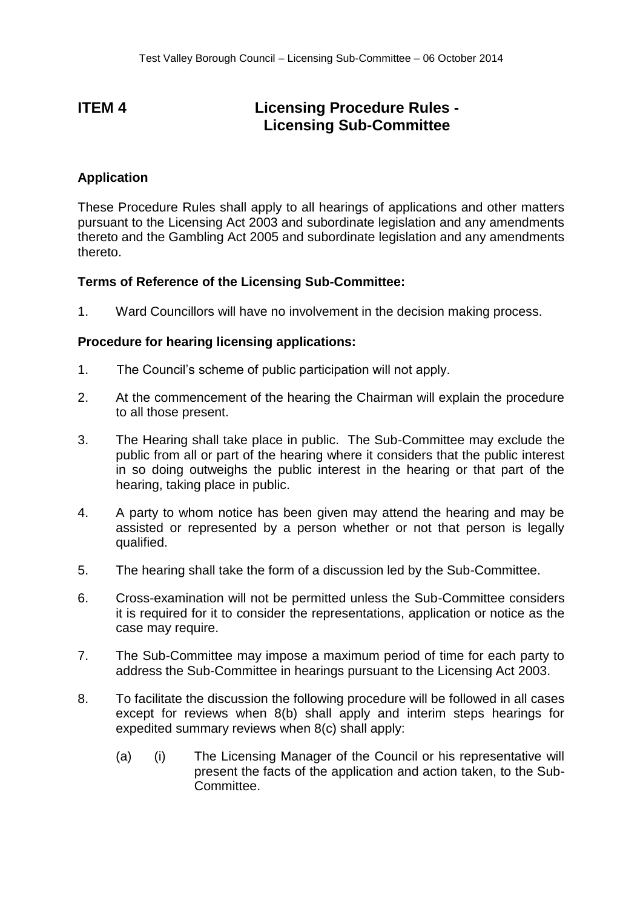# ITEM 4 Licensing Procedure Rules - Licensing Sub-Committee

**Application**

These Procedure Rules shall apply to all hearings of applications and other matters pursuant to the Licensing Act 2003 and subordinate legislation and any amendments thereto and the Gambling Act 2005 and subordinate legislation and any amendments thereto.

**Terms of Reference of the Licensing Sub-Committee:**

1. Ward Councillors will have no involvement in the decision making process.

**Procedure for hearing licensing applications:**

1. The Council's scheme of public participation will not apply.

2. At the commencement of the hearing the Chairman will explain the procedure to all those present.

3. The Hearing shall take place in public. The Sub-Committee may exclude the public from all or part of the hearing where it considers that the public interest in so doing outweighs the public interest in the hearing or that part of the hearing, taking place in public.

4. A party to whom notice has been given may attend the hearing and may be assisted or represented by a person whether or not that person is legally qualified.

5. The hearing shall take the form of a discussion led by the Sub-Committee.

6. Cross-examination will not be permitted unless the Sub-Committee considers it is required for it to consider the representations, application or notice as the case may require.

7. The Sub-Committee may impose a maximum period of time for each party to address the Sub-Committee in hearings pursuant to the Licensing Act 2003.

8. To facilitate the discussion the following procedure will be followed in all cases except for reviews when 8(b) shall apply and interim steps hearings for expedited summary reviews when 8(c) shall apply:

   (a) (i) The Licensing Manager of the Council or his representative will present the facts of the application and action taken, to the Sub-Committee.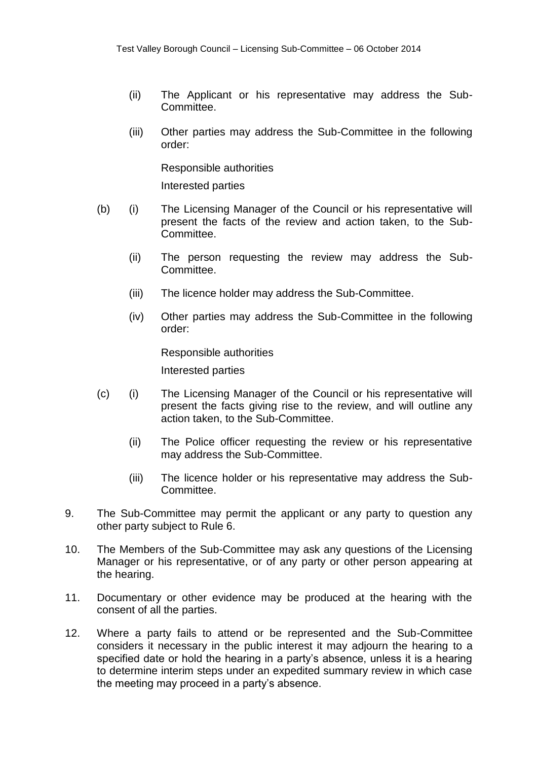(ii) The Applicant or his representative may address the Sub-Committee.

(iii) Other parties may address the Sub-Committee in the following order:

Responsible authorities

Interested parties

(b) (i) The Licensing Manager of the Council or his representative will present the facts of the review and action taken, to the Sub-Committee.

(ii) The person requesting the review may address the Sub-Committee.

(iii) The licence holder may address the Sub-Committee.

(iv) Other parties may address the Sub-Committee in the following order:

Responsible authorities

Interested parties

(c) (i) The Licensing Manager of the Council or his representative will present the facts giving rise to the review, and will outline any action taken, to the Sub-Committee.

(ii) The Police officer requesting the review or his representative may address the Sub-Committee.

(iii) The licence holder or his representative may address the Sub-Committee.

9. The Sub-Committee may permit the applicant or any party to question any other party subject to Rule 6.

10. The Members of the Sub-Committee may ask any questions of the Licensing Manager or his representative, or of any party or other person appearing at the hearing.

11. Documentary or other evidence may be produced at the hearing with the consent of all the parties.

12. Where a party fails to attend or be represented and the Sub-Committee considers it necessary in the public interest it may adjourn the hearing to a specified date or hold the hearing in a party's absence, unless it is a hearing to determine interim steps under an expedited summary review in which case the meeting may proceed in a party's absence.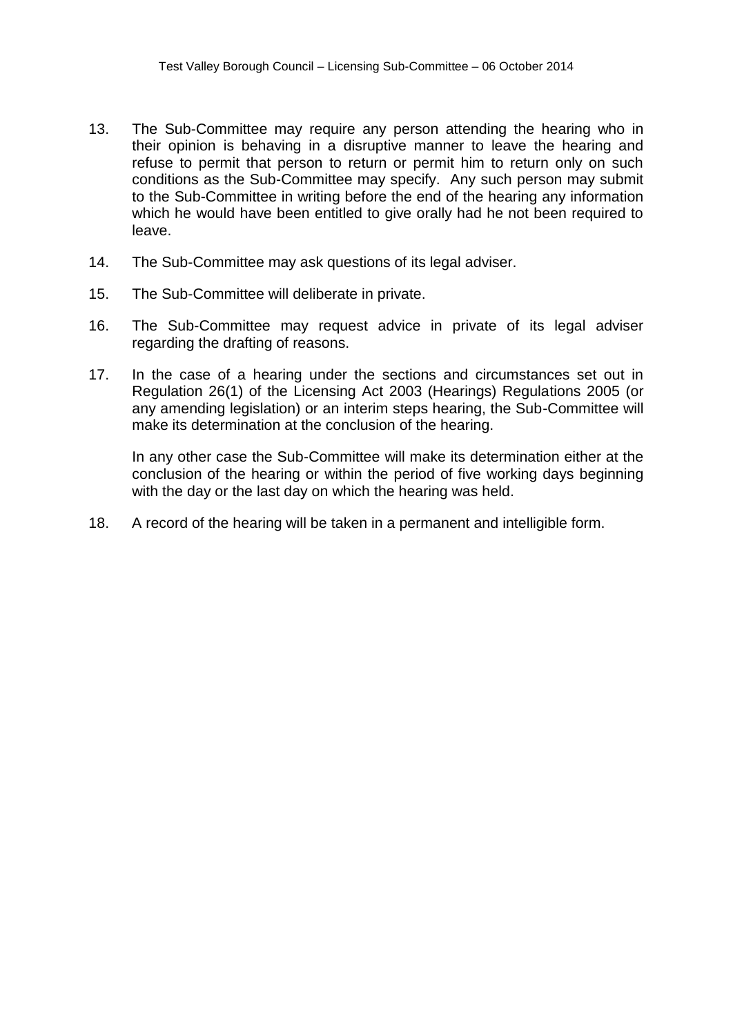13. The Sub-Committee may require any person attending the hearing who in their opinion is behaving in a disruptive manner to leave the hearing and refuse to permit that person to return or permit him to return only on such conditions as the Sub-Committee may specify. Any such person may submit to the Sub-Committee in writing before the end of the hearing any information which he would have been entitled to give orally had he not been required to leave.

14. The Sub-Committee may ask questions of its legal adviser.

15. The Sub-Committee will deliberate in private.

16. The Sub-Committee may request advice in private of its legal adviser regarding the drafting of reasons.

17. In the case of a hearing under the sections and circumstances set out in Regulation 26(1) of the Licensing Act 2003 (Hearings) Regulations 2005 (or any amending legislation) or an interim steps hearing, the Sub-Committee will make its determination at the conclusion of the hearing.

    In any other case the Sub-Committee will make its determination either at the conclusion of the hearing or within the period of five working days beginning with the day or the last day on which the hearing was held.

18. A record of the hearing will be taken in a permanent and intelligible form.